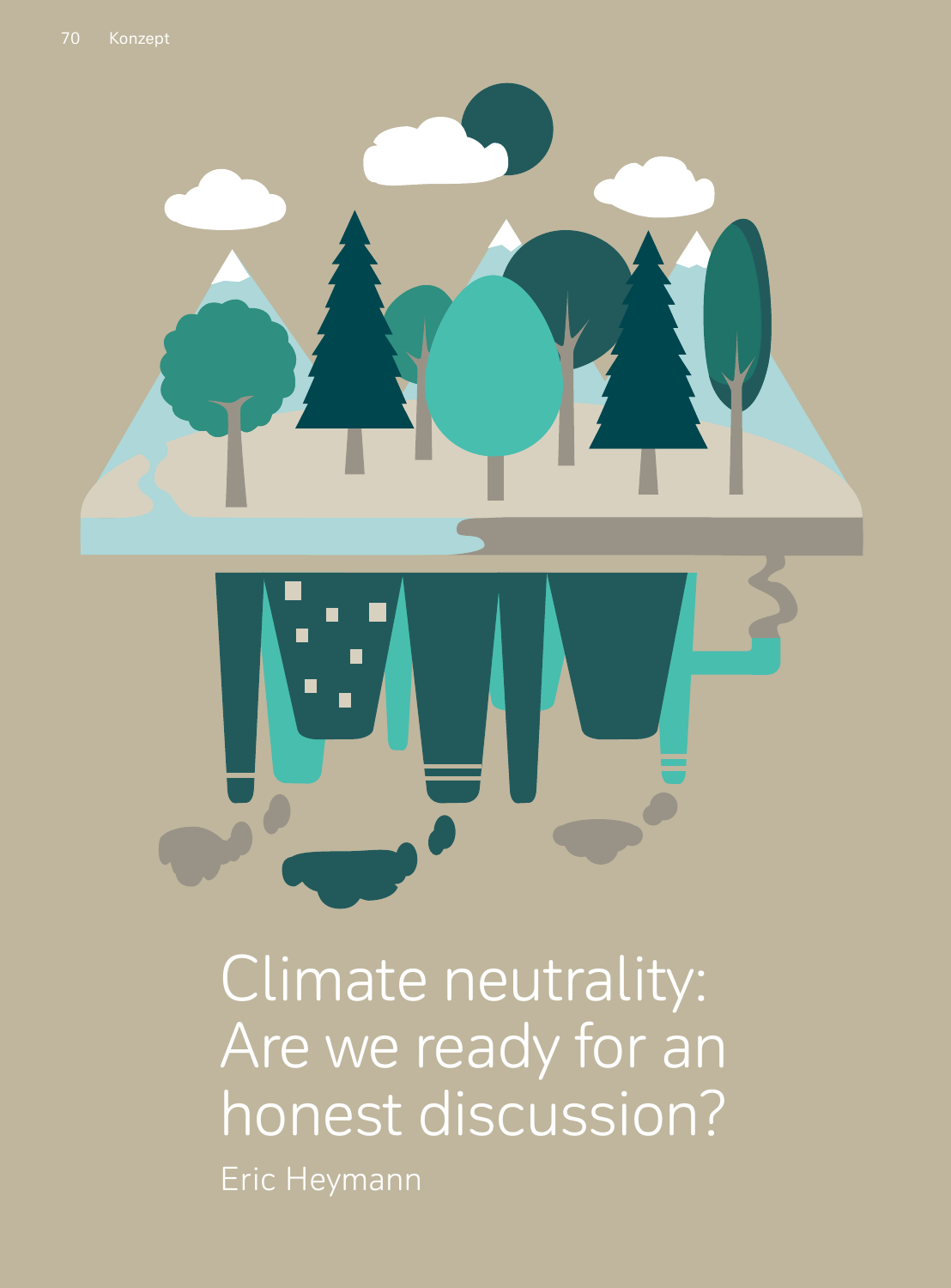# Climate neutrality: Are we ready for an honest discussion?

Eric Heymann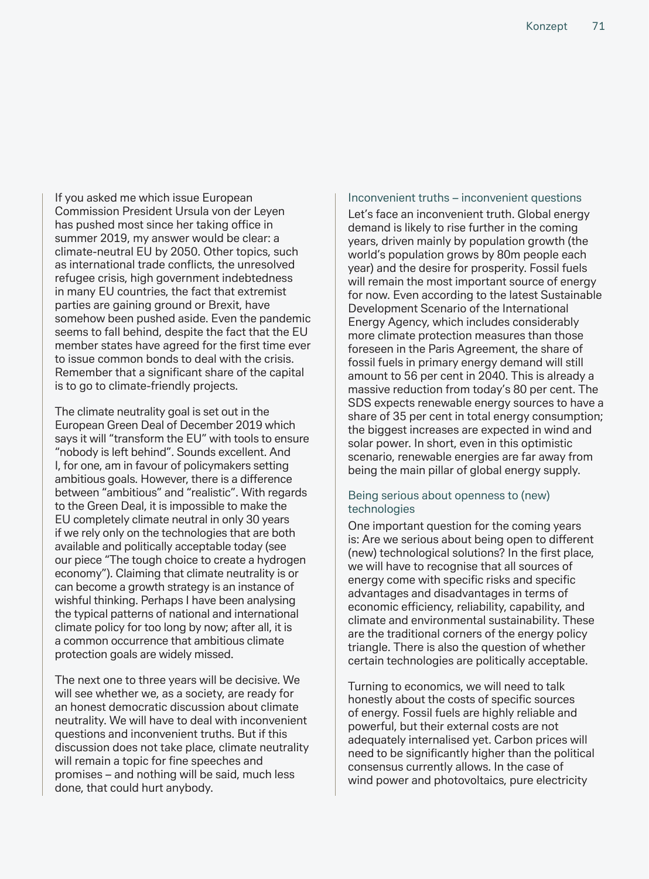If you asked me which issue European Commission President Ursula von der Leyen has pushed most since her taking office in summer 2019, my answer would be clear: a climate-neutral EU by 2050. Other topics, such as international trade conflicts, the unresolved refugee crisis, high government indebtedness in many EU countries, the fact that extremist parties are gaining ground or Brexit, have somehow been pushed aside. Even the pandemic seems to fall behind, despite the fact that the EU member states have agreed for the first time ever to issue common bonds to deal with the crisis. Remember that a significant share of the capital is to go to climate-friendly projects.

The climate neutrality goal is set out in the European Green Deal of December 2019 which says it will "transform the EU" with tools to ensure "nobody is left behind". Sounds excellent. And I, for one, am in favour of policymakers setting ambitious goals. However, there is a difference between "ambitious" and "realistic". With regards to the Green Deal, it is impossible to make the EU completely climate neutral in only 30 years if we rely only on the technologies that are both available and politically acceptable today (see our piece "The tough choice to create a hydrogen economy"). Claiming that climate neutrality is or can become a growth strategy is an instance of wishful thinking. Perhaps I have been analysing the typical patterns of national and international climate policy for too long by now; after all, it is a common occurrence that ambitious climate protection goals are widely missed.

The next one to three years will be decisive. We will see whether we, as a society, are ready for an honest democratic discussion about climate neutrality. We will have to deal with inconvenient questions and inconvenient truths. But if this discussion does not take place, climate neutrality will remain a topic for fine speeches and promises – and nothing will be said, much less done, that could hurt anybody.

### Inconvenient truths – inconvenient questions

Let's face an inconvenient truth. Global energy demand is likely to rise further in the coming years, driven mainly by population growth (the world's population grows by 80m people each year) and the desire for prosperity. Fossil fuels will remain the most important source of energy for now. Even according to the latest Sustainable Development Scenario of the International Energy Agency, which includes considerably more climate protection measures than those foreseen in the Paris Agreement, the share of fossil fuels in primary energy demand will still amount to 56 per cent in 2040. This is already a massive reduction from today's 80 per cent. The SDS expects renewable energy sources to have a share of 35 per cent in total energy consumption; the biggest increases are expected in wind and solar power. In short, even in this optimistic scenario, renewable energies are far away from being the main pillar of global energy supply.

### Being serious about openness to (new) technologies

One important question for the coming years is: Are we serious about being open to different (new) technological solutions? In the first place, we will have to recognise that all sources of energy come with specific risks and specific advantages and disadvantages in terms of economic efficiency, reliability, capability, and climate and environmental sustainability. These are the traditional corners of the energy policy triangle. There is also the question of whether certain technologies are politically acceptable.

Turning to economics, we will need to talk honestly about the costs of specific sources of energy. Fossil fuels are highly reliable and powerful, but their external costs are not adequately internalised yet. Carbon prices will need to be significantly higher than the political consensus currently allows. In the case of wind power and photovoltaics, pure electricity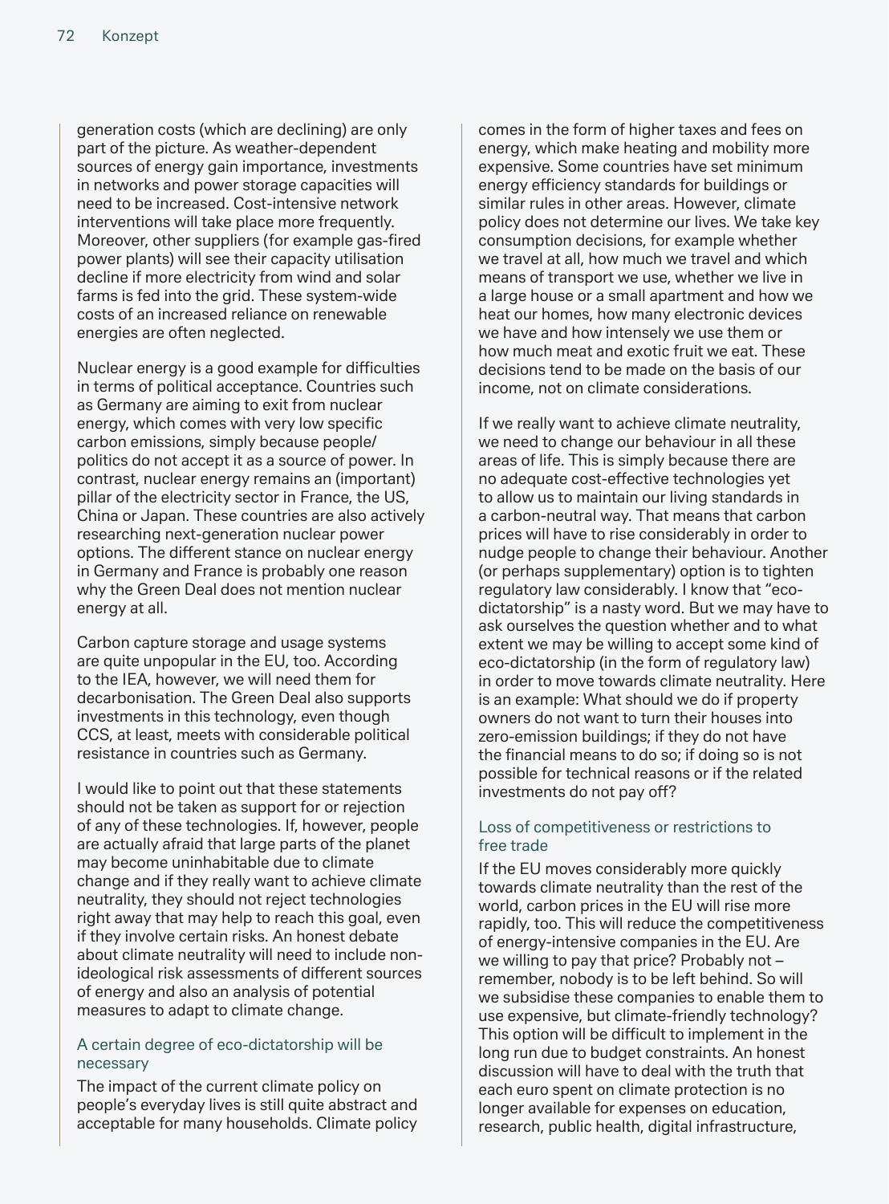generation costs (which are declining) are only part of the picture. As weather-dependent sources of energy gain importance, investments in networks and power storage capacities will need to be increased. Cost-intensive network interventions will take place more frequently. Moreover, other suppliers (for example gas-fired power plants) will see their capacity utilisation decline if more electricity from wind and solar farms is fed into the grid. These system-wide costs of an increased reliance on renewable energies are often neglected.

Nuclear energy is a good example for difficulties in terms of political acceptance. Countries such as Germany are aiming to exit from nuclear energy, which comes with very low specific carbon emissions, simply because people/politics do not accept it as a source of power. In contrast, nuclear energy remains an (important) pillar of the electricity sector in France, the US, China or Japan. These countries are also actively researching next-generation nuclear power options. The different stance on nuclear energy in Germany and France is probably one reason why the Green Deal does not mention nuclear energy at all.

Carbon capture storage and usage systems are quite unpopular in the EU, too. According to the IEA, however, we will need them for decarbonisation. The Green Deal also supports investments in this technology, even though CCS, at least, meets with considerable political resistance in countries such as Germany.

I would like to point out that these statements should not be taken as support for or rejection of any of these technologies. If, however, people are actually afraid that large parts of the planet may become uninhabitable due to climate change and if they really want to achieve climate neutrality, they should not reject technologies right away that may help to reach this goal, even if they involve certain risks. An honest debate about climate neutrality will need to include non-ideological risk assessments of different sources of energy and also an analysis of potential measures to adapt to climate change.

### A certain degree of eco-dictatorship will be necessary

The impact of the current climate policy on people's everyday lives is still quite abstract and acceptable for many households. Climate policy comes in the form of higher taxes and fees on energy, which make heating and mobility more expensive. Some countries have set minimum energy efficiency standards for buildings or similar rules in other areas. However, climate policy does not determine our lives. We take key consumption decisions, for example whether we travel at all, how much we travel and which means of transport we use, whether we live in a large house or a small apartment and how we heat our homes, how many electronic devices we have and how intensely we use them or how much meat and exotic fruit we eat. These decisions tend to be made on the basis of our income, not on climate considerations.

If we really want to achieve climate neutrality, we need to change our behaviour in all these areas of life. This is simply because there are no adequate cost-effective technologies yet to allow us to maintain our living standards in a carbon-neutral way. That means that carbon prices will have to rise considerably in order to nudge people to change their behaviour. Another (or perhaps supplementary) option is to tighten regulatory law considerably. I know that "eco-dictatorship" is a nasty word. But we may have to ask ourselves the question whether and to what extent we may be willing to accept some kind of eco-dictatorship (in the form of regulatory law) in order to move towards climate neutrality. Here is an example: What should we do if property owners do not want to turn their houses into zero-emission buildings; if they do not have the financial means to do so; if doing so is not possible for technical reasons or if the related investments do not pay off?

### Loss of competitiveness or restrictions to free trade

If the EU moves considerably more quickly towards climate neutrality than the rest of the world, carbon prices in the EU will rise more rapidly, too. This will reduce the competitiveness of energy-intensive companies in the EU. Are we willing to pay that price? Probably not – remember, nobody is to be left behind. So will we subsidise these companies to enable them to use expensive, but climate-friendly technology? This option will be difficult to implement in the long run due to budget constraints. An honest discussion will have to deal with the truth that each euro spent on climate protection is no longer available for expenses on education, research, public health, digital infrastructure,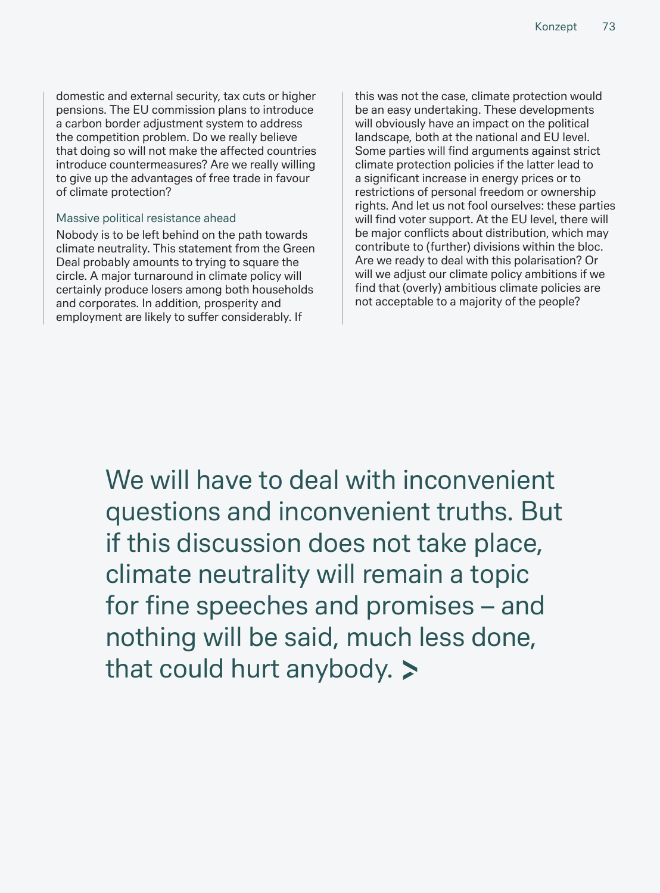domestic and external security, tax cuts or higher pensions. The EU commission plans to introduce a carbon border adjustment system to address the competition problem. Do we really believe that doing so will not make the affected countries introduce countermeasures? Are we really willing to give up the advantages of free trade in favour of climate protection?

### Massive political resistance ahead

Nobody is to be left behind on the path towards climate neutrality. This statement from the Green Deal probably amounts to trying to square the circle. A major turnaround in climate policy will certainly produce losers among both households and corporates. In addition, prosperity and employment are likely to suffer considerably. If this was not the case, climate protection would be an easy undertaking. These developments will obviously have an impact on the political landscape, both at the national and EU level. Some parties will find arguments against strict climate protection policies if the latter lead to a significant increase in energy prices or to restrictions of personal freedom or ownership rights. And let us not fool ourselves: these parties will find voter support. At the EU level, there will be major conflicts about distribution, which may contribute to (further) divisions within the bloc. Are we ready to deal with this polarisation? Or will we adjust our climate policy ambitions if we find that (overly) ambitious climate policies are not acceptable to a majority of the people?

We will have to deal with inconvenient questions and inconvenient truths. But if this discussion does not take place, climate neutrality will remain a topic for fine speeches and promises – and nothing will be said, much less done, that could hurt anybody. >